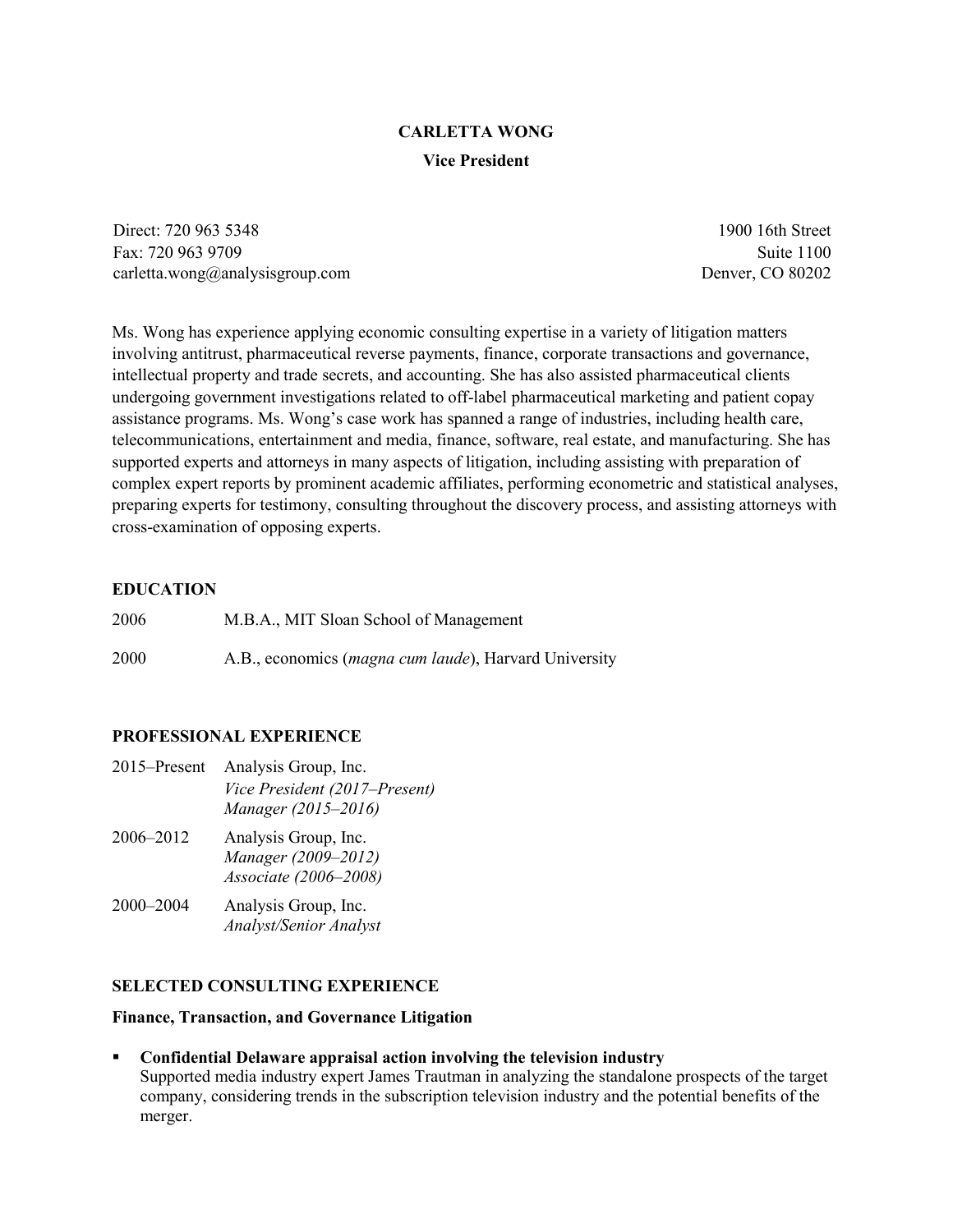# CARLETTA WONG

**Vice President**

Direct: 720 963 5348
Fax: 720 963 9709
carletta.wong@analysisgroup.com

1900 16th Street
Suite 1100
Denver, CO 80202

Ms. Wong has experience applying economic consulting expertise in a variety of litigation matters involving antitrust, pharmaceutical reverse payments, finance, corporate transactions and governance, intellectual property and trade secrets, and accounting. She has also assisted pharmaceutical clients undergoing government investigations related to off-label pharmaceutical marketing and patient copay assistance programs. Ms. Wong's case work has spanned a range of industries, including health care, telecommunications, entertainment and media, finance, software, real estate, and manufacturing. She has supported experts and attorneys in many aspects of litigation, including assisting with preparation of complex expert reports by prominent academic affiliates, performing econometric and statistical analyses, preparing experts for testimony, consulting throughout the discovery process, and assisting attorneys with cross-examination of opposing experts.

## EDUCATION

| | |
|---|---|
| 2006 | M.B.A., MIT Sloan School of Management |
| 2000 | A.B., economics (*magna cum laude*), Harvard University |

## PROFESSIONAL EXPERIENCE

| | |
|---|---|
| 2015–Present | Analysis Group, Inc.<br>*Vice President (2017–Present)*<br>*Manager (2015–2016)* |
| 2006–2012 | Analysis Group, Inc.<br>*Manager (2009–2012)*<br>*Associate (2006–2008)* |
| 2000–2004 | Analysis Group, Inc.<br>*Analyst/Senior Analyst* |

## SELECTED CONSULTING EXPERIENCE

### Finance, Transaction, and Governance Litigation

- **Confidential Delaware appraisal action involving the television industry**
  Supported media industry expert James Trautman in analyzing the standalone prospects of the target company, considering trends in the subscription television industry and the potential benefits of the merger.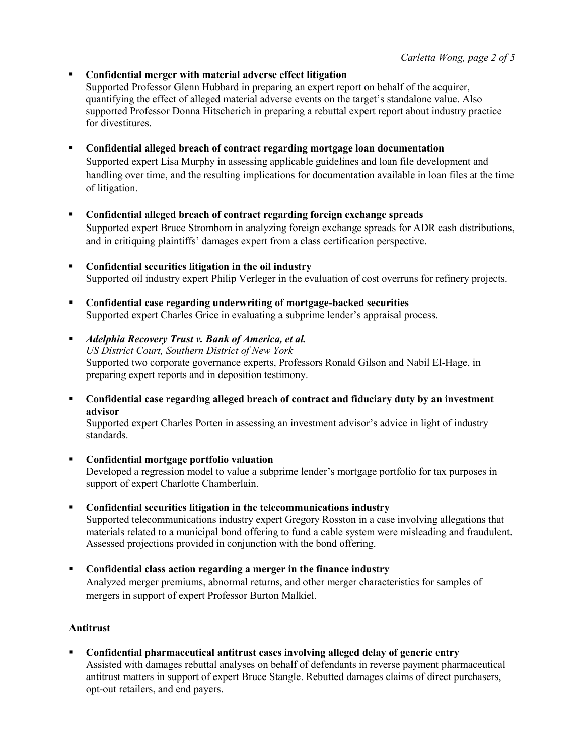- **Confidential merger with material adverse effect litigation**
  Supported Professor Glenn Hubbard in preparing an expert report on behalf of the acquirer, quantifying the effect of alleged material adverse events on the target's standalone value. Also supported Professor Donna Hitscherich in preparing a rebuttal expert report about industry practice for divestitures.

- **Confidential alleged breach of contract regarding mortgage loan documentation**
  Supported expert Lisa Murphy in assessing applicable guidelines and loan file development and handling over time, and the resulting implications for documentation available in loan files at the time of litigation.

- **Confidential alleged breach of contract regarding foreign exchange spreads**
  Supported expert Bruce Strombom in analyzing foreign exchange spreads for ADR cash distributions, and in critiquing plaintiffs' damages expert from a class certification perspective.

- **Confidential securities litigation in the oil industry**
  Supported oil industry expert Philip Verleger in the evaluation of cost overruns for refinery projects.

- **Confidential case regarding underwriting of mortgage-backed securities**
  Supported expert Charles Grice in evaluating a subprime lender's appraisal process.

- ***Adelphia Recovery Trust v. Bank of America, et al.***
  *US District Court, Southern District of New York*
  Supported two corporate governance experts, Professors Ronald Gilson and Nabil El-Hage, in preparing expert reports and in deposition testimony.

- **Confidential case regarding alleged breach of contract and fiduciary duty by an investment advisor**
  Supported expert Charles Porten in assessing an investment advisor's advice in light of industry standards.

- **Confidential mortgage portfolio valuation**
  Developed a regression model to value a subprime lender's mortgage portfolio for tax purposes in support of expert Charlotte Chamberlain.

- **Confidential securities litigation in the telecommunications industry**
  Supported telecommunications industry expert Gregory Rosston in a case involving allegations that materials related to a municipal bond offering to fund a cable system were misleading and fraudulent. Assessed projections provided in conjunction with the bond offering.

- **Confidential class action regarding a merger in the finance industry**
  Analyzed merger premiums, abnormal returns, and other merger characteristics for samples of mergers in support of expert Professor Burton Malkiel.

**Antitrust**

- **Confidential pharmaceutical antitrust cases involving alleged delay of generic entry**
  Assisted with damages rebuttal analyses on behalf of defendants in reverse payment pharmaceutical antitrust matters in support of expert Bruce Stangle. Rebutted damages claims of direct purchasers, opt-out retailers, and end payers.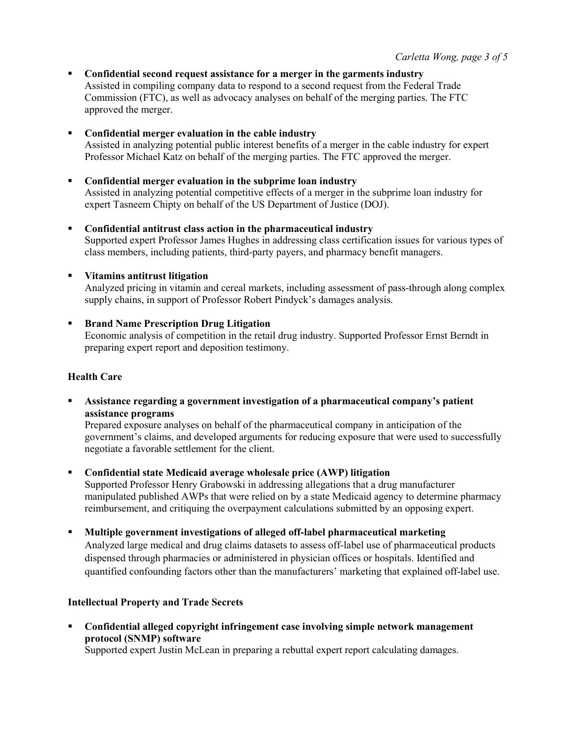- **Confidential second request assistance for a merger in the garments industry**
  Assisted in compiling company data to respond to a second request from the Federal Trade Commission (FTC), as well as advocacy analyses on behalf of the merging parties. The FTC approved the merger.

- **Confidential merger evaluation in the cable industry**
  Assisted in analyzing potential public interest benefits of a merger in the cable industry for expert Professor Michael Katz on behalf of the merging parties. The FTC approved the merger.

- **Confidential merger evaluation in the subprime loan industry**
  Assisted in analyzing potential competitive effects of a merger in the subprime loan industry for expert Tasneem Chipty on behalf of the US Department of Justice (DOJ).

- **Confidential antitrust class action in the pharmaceutical industry**
  Supported expert Professor James Hughes in addressing class certification issues for various types of class members, including patients, third-party payers, and pharmacy benefit managers.

- **Vitamins antitrust litigation**
  Analyzed pricing in vitamin and cereal markets, including assessment of pass-through along complex supply chains, in support of Professor Robert Pindyck's damages analysis.

- **Brand Name Prescription Drug Litigation**
  Economic analysis of competition in the retail drug industry. Supported Professor Ernst Berndt in preparing expert report and deposition testimony.

### Health Care

- **Assistance regarding a government investigation of a pharmaceutical company's patient assistance programs**
  Prepared exposure analyses on behalf of the pharmaceutical company in anticipation of the government's claims, and developed arguments for reducing exposure that were used to successfully negotiate a favorable settlement for the client.

- **Confidential state Medicaid average wholesale price (AWP) litigation**
  Supported Professor Henry Grabowski in addressing allegations that a drug manufacturer manipulated published AWPs that were relied on by a state Medicaid agency to determine pharmacy reimbursement, and critiquing the overpayment calculations submitted by an opposing expert.

- **Multiple government investigations of alleged off-label pharmaceutical marketing**
  Analyzed large medical and drug claims datasets to assess off-label use of pharmaceutical products dispensed through pharmacies or administered in physician offices or hospitals. Identified and quantified confounding factors other than the manufacturers' marketing that explained off-label use.

### Intellectual Property and Trade Secrets

- **Confidential alleged copyright infringement case involving simple network management protocol (SNMP) software**
  Supported expert Justin McLean in preparing a rebuttal expert report calculating damages.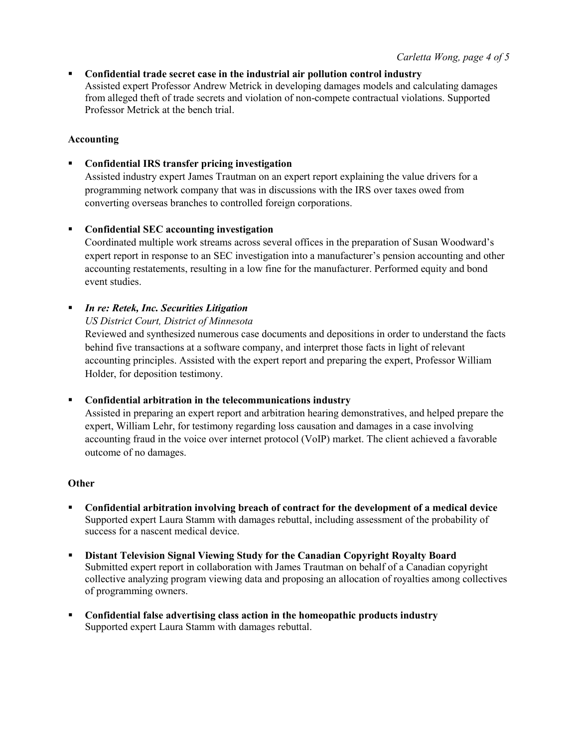- **Confidential trade secret case in the industrial air pollution control industry**
  Assisted expert Professor Andrew Metrick in developing damages models and calculating damages from alleged theft of trade secrets and violation of non-compete contractual violations. Supported Professor Metrick at the bench trial.

**Accounting**

- **Confidential IRS transfer pricing investigation**
  Assisted industry expert James Trautman on an expert report explaining the value drivers for a programming network company that was in discussions with the IRS over taxes owed from converting overseas branches to controlled foreign corporations.

- **Confidential SEC accounting investigation**
  Coordinated multiple work streams across several offices in the preparation of Susan Woodward's expert report in response to an SEC investigation into a manufacturer's pension accounting and other accounting restatements, resulting in a low fine for the manufacturer. Performed equity and bond event studies.

- ***In re: Retek, Inc. Securities Litigation***
  *US District Court, District of Minnesota*
  Reviewed and synthesized numerous case documents and depositions in order to understand the facts behind five transactions at a software company, and interpret those facts in light of relevant accounting principles. Assisted with the expert report and preparing the expert, Professor William Holder, for deposition testimony.

- **Confidential arbitration in the telecommunications industry**
  Assisted in preparing an expert report and arbitration hearing demonstratives, and helped prepare the expert, William Lehr, for testimony regarding loss causation and damages in a case involving accounting fraud in the voice over internet protocol (VoIP) market. The client achieved a favorable outcome of no damages.

**Other**

- **Confidential arbitration involving breach of contract for the development of a medical device**
  Supported expert Laura Stamm with damages rebuttal, including assessment of the probability of success for a nascent medical device.

- **Distant Television Signal Viewing Study for the Canadian Copyright Royalty Board**
  Submitted expert report in collaboration with James Trautman on behalf of a Canadian copyright collective analyzing program viewing data and proposing an allocation of royalties among collectives of programming owners.

- **Confidential false advertising class action in the homeopathic products industry**
  Supported expert Laura Stamm with damages rebuttal.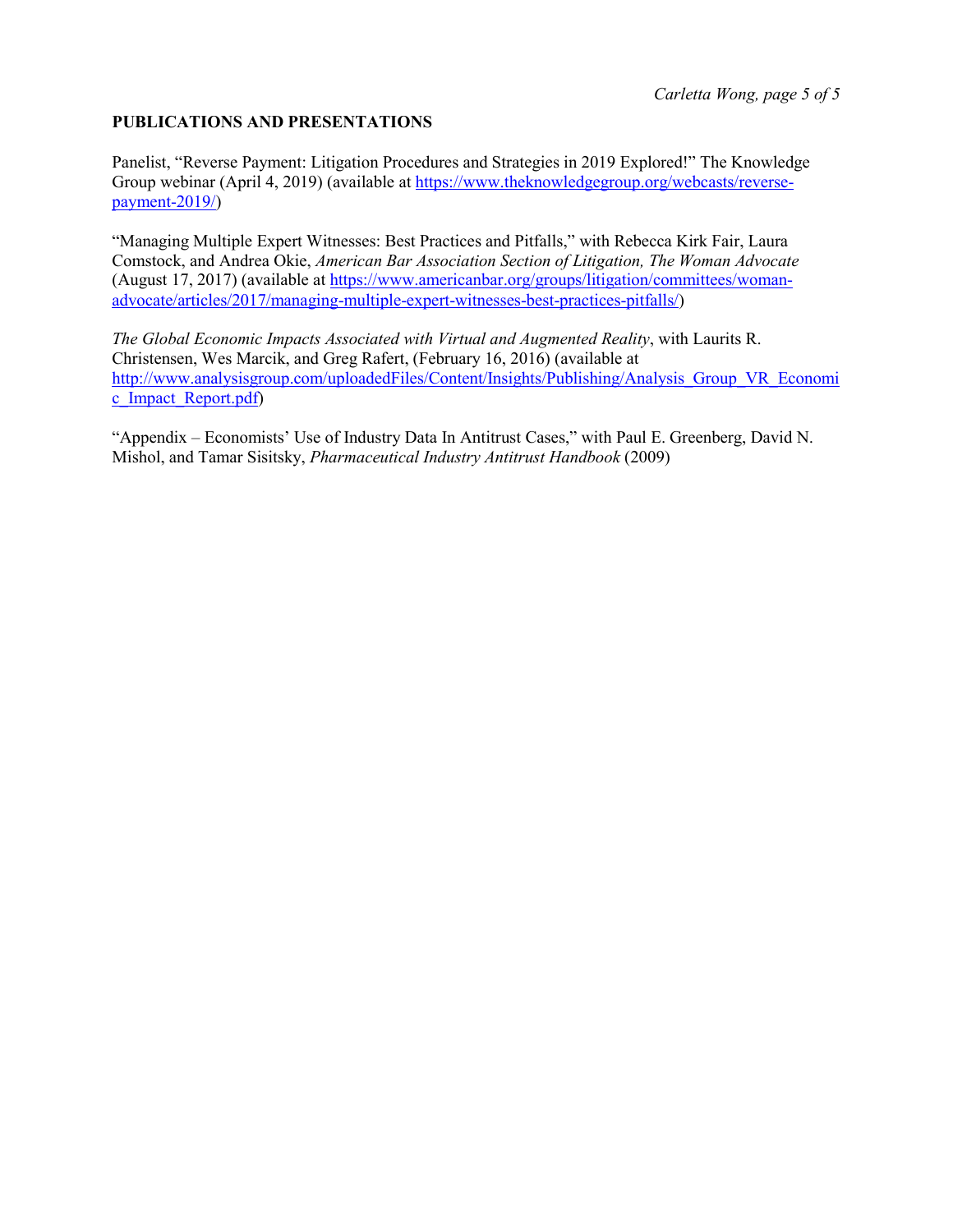**PUBLICATIONS AND PRESENTATIONS**

Panelist, "Reverse Payment: Litigation Procedures and Strategies in 2019 Explored!" The Knowledge Group webinar (April 4, 2019) (available at https://www.theknowledgegroup.org/webcasts/reverse-payment-2019/)

"Managing Multiple Expert Witnesses: Best Practices and Pitfalls," with Rebecca Kirk Fair, Laura Comstock, and Andrea Okie, *American Bar Association Section of Litigation, The Woman Advocate* (August 17, 2017) (available at https://www.americanbar.org/groups/litigation/committees/woman-advocate/articles/2017/managing-multiple-expert-witnesses-best-practices-pitfalls/)

*The Global Economic Impacts Associated with Virtual and Augmented Reality*, with Laurits R. Christensen, Wes Marcik, and Greg Rafert, (February 16, 2016) (available at http://www.analysisgroup.com/uploadedFiles/Content/Insights/Publishing/Analysis_Group_VR_Economic_Impact_Report.pdf)

"Appendix – Economists' Use of Industry Data In Antitrust Cases," with Paul E. Greenberg, David N. Mishol, and Tamar Sisitsky, *Pharmaceutical Industry Antitrust Handbook* (2009)